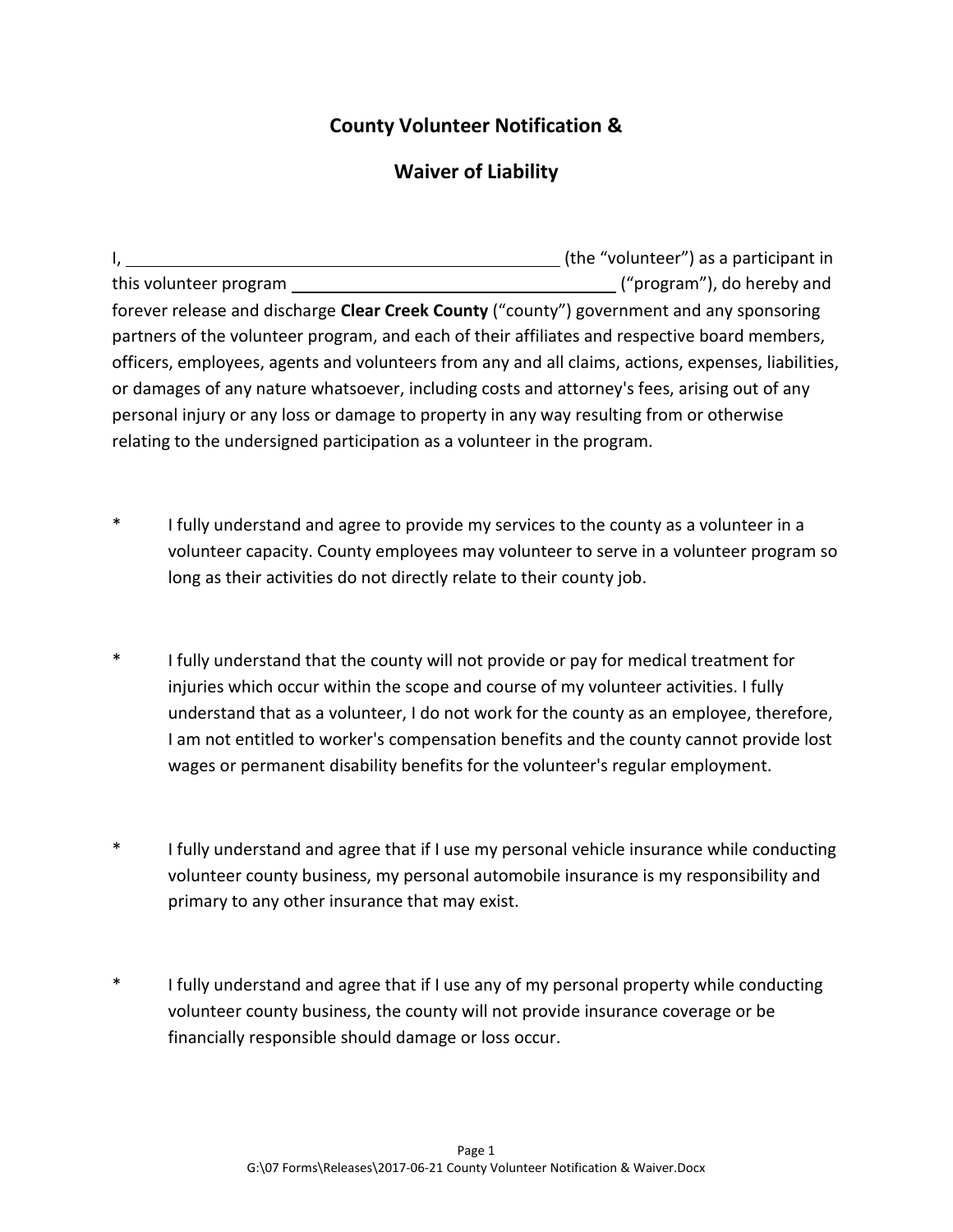# County Volunteer Notification &

# Waiver of Liability

I, ______________________________ (the "volunteer") as a participant in this volunteer program ______________________________ ("program"), do hereby and forever release and discharge **Clear Creek County** ("county") government and any sponsoring partners of the volunteer program, and each of their affiliates and respective board members, officers, employees, agents and volunteers from any and all claims, actions, expenses, liabilities, or damages of any nature whatsoever, including costs and attorney's fees, arising out of any personal injury or any loss or damage to property in any way resulting from or otherwise relating to the undersigned participation as a volunteer in the program.

* I fully understand and agree to provide my services to the county as a volunteer in a volunteer capacity. County employees may volunteer to serve in a volunteer program so long as their activities do not directly relate to their county job.

* I fully understand that the county will not provide or pay for medical treatment for injuries which occur within the scope and course of my volunteer activities. I fully understand that as a volunteer, I do not work for the county as an employee, therefore, I am not entitled to worker's compensation benefits and the county cannot provide lost wages or permanent disability benefits for the volunteer's regular employment.

* I fully understand and agree that if I use my personal vehicle insurance while conducting volunteer county business, my personal automobile insurance is my responsibility and primary to any other insurance that may exist.

* I fully understand and agree that if I use any of my personal property while conducting volunteer county business, the county will not provide insurance coverage or be financially responsible should damage or loss occur.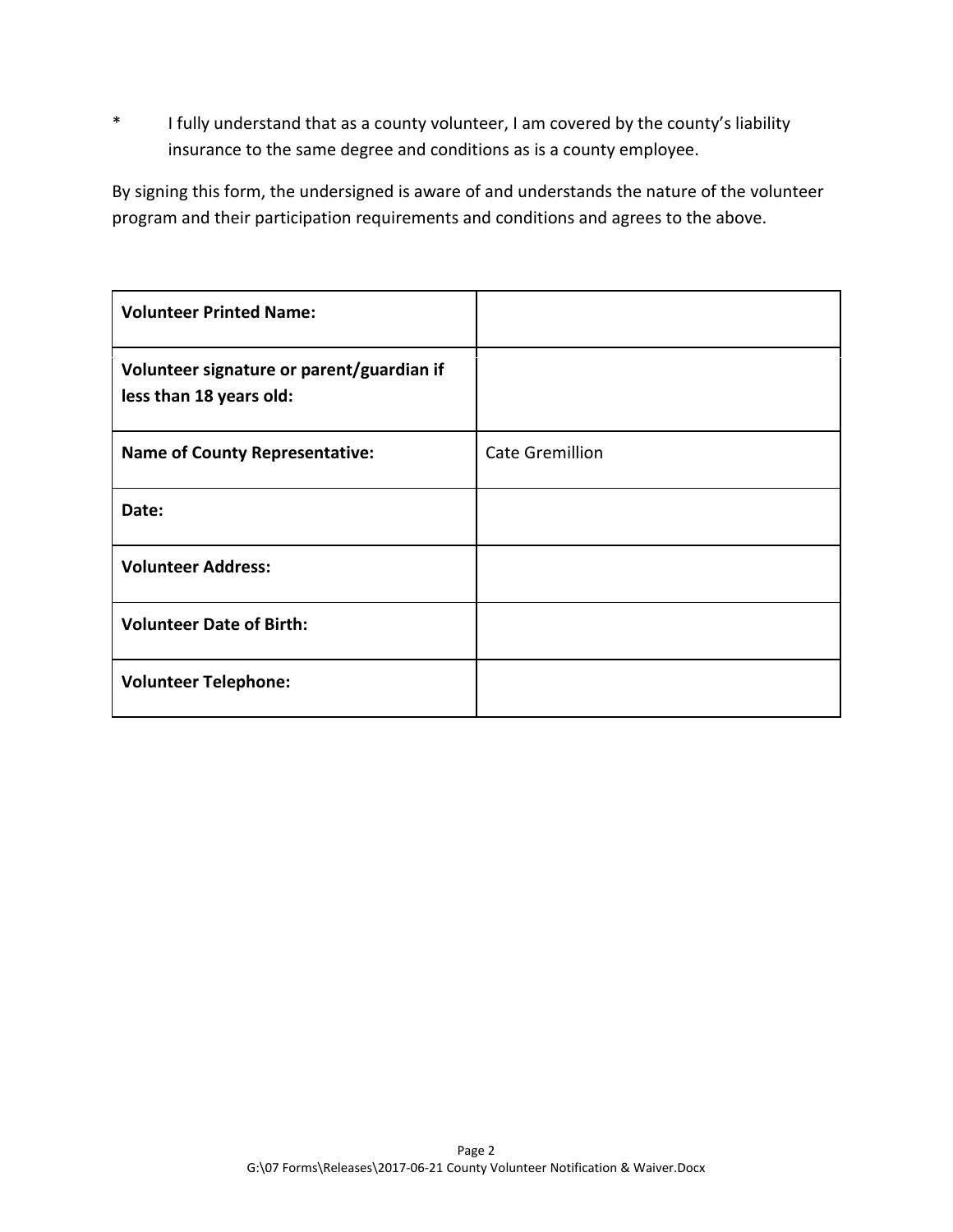* I fully understand that as a county volunteer, I am covered by the county's liability insurance to the same degree and conditions as is a county employee.

By signing this form, the undersigned is aware of and understands the nature of the volunteer program and their participation requirements and conditions and agrees to the above.

| | |
|---|---|
| **Volunteer Printed Name:** | |
| **Volunteer signature or parent/guardian if less than 18 years old:** | |
| **Name of County Representative:** | Cate Gremillion |
| **Date:** | |
| **Volunteer Address:** | |
| **Volunteer Date of Birth:** | |
| **Volunteer Telephone:** | |

G:\07 Forms\Releases\2017-06-21 County Volunteer Notification & Waiver.Docx